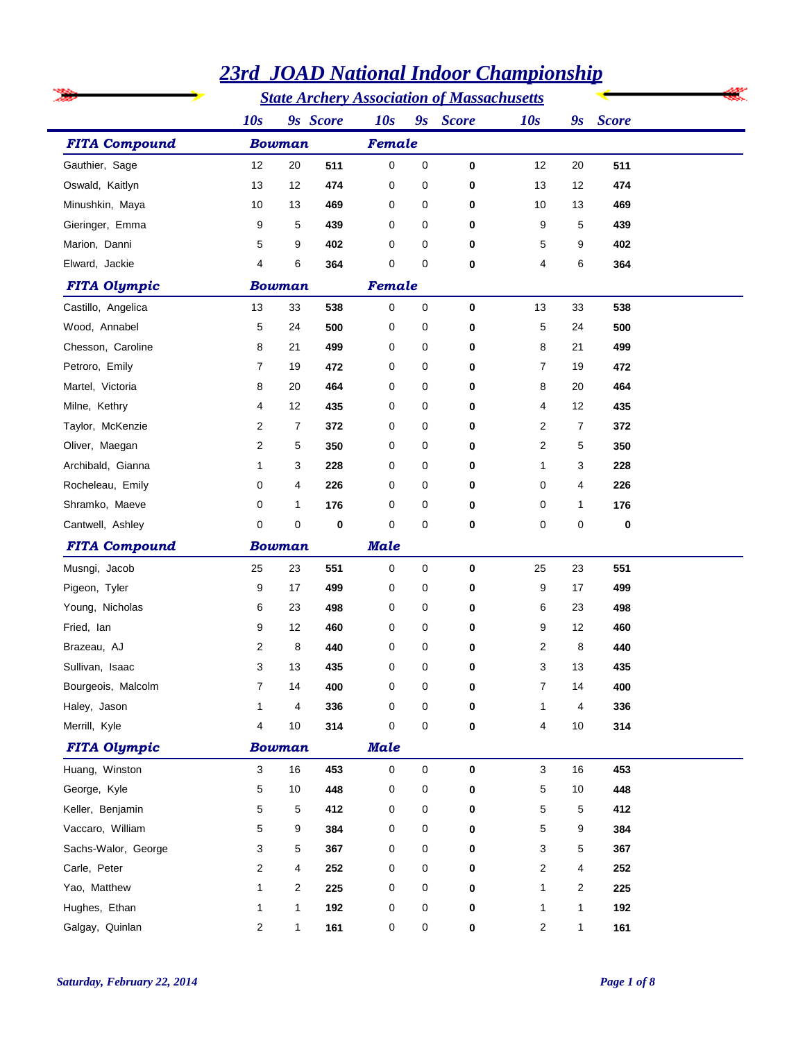# 23rd JOAD National Indoor Championship

## State Archery Association of Massachusetts

| | 10s | 9s | Score | 10s | 9s | Score | 10s | 9s | Score |
|---|---|---|---|---|---|---|---|---|---|
| ***FITA Compound*** | ***Bowman*** | | | ***Female*** | | | | | |
| Gauthier, Sage | 12 | 20 | **511** | 0 | 0 | **0** | 12 | 20 | **511** |
| Oswald, Kaitlyn | 13 | 12 | **474** | 0 | 0 | **0** | 13 | 12 | **474** |
| Minushkin, Maya | 10 | 13 | **469** | 0 | 0 | **0** | 10 | 13 | **469** |
| Gieringer, Emma | 9 | 5 | **439** | 0 | 0 | **0** | 9 | 5 | **439** |
| Marion, Danni | 5 | 9 | **402** | 0 | 0 | **0** | 5 | 9 | **402** |
| Elward, Jackie | 4 | 6 | **364** | 0 | 0 | **0** | 4 | 6 | **364** |
| ***FITA Olympic*** | ***Bowman*** | | | ***Female*** | | | | | |
| Castillo, Angelica | 13 | 33 | **538** | 0 | 0 | **0** | 13 | 33 | **538** |
| Wood, Annabel | 5 | 24 | **500** | 0 | 0 | **0** | 5 | 24 | **500** |
| Chesson, Caroline | 8 | 21 | **499** | 0 | 0 | **0** | 8 | 21 | **499** |
| Petroro, Emily | 7 | 19 | **472** | 0 | 0 | **0** | 7 | 19 | **472** |
| Martel, Victoria | 8 | 20 | **464** | 0 | 0 | **0** | 8 | 20 | **464** |
| Milne, Kethry | 4 | 12 | **435** | 0 | 0 | **0** | 4 | 12 | **435** |
| Taylor, McKenzie | 2 | 7 | **372** | 0 | 0 | **0** | 2 | 7 | **372** |
| Oliver, Maegan | 2 | 5 | **350** | 0 | 0 | **0** | 2 | 5 | **350** |
| Archibald, Gianna | 1 | 3 | **228** | 0 | 0 | **0** | 1 | 3 | **228** |
| Rocheleau, Emily | 0 | 4 | **226** | 0 | 0 | **0** | 0 | 4 | **226** |
| Shramko, Maeve | 0 | 1 | **176** | 0 | 0 | **0** | 0 | 1 | **176** |
| Cantwell, Ashley | 0 | 0 | **0** | 0 | 0 | **0** | 0 | 0 | **0** |
| ***FITA Compound*** | ***Bowman*** | | | ***Male*** | | | | | |
| Musngi, Jacob | 25 | 23 | **551** | 0 | 0 | **0** | 25 | 23 | **551** |
| Pigeon, Tyler | 9 | 17 | **499** | 0 | 0 | **0** | 9 | 17 | **499** |
| Young, Nicholas | 6 | 23 | **498** | 0 | 0 | **0** | 6 | 23 | **498** |
| Fried, Ian | 9 | 12 | **460** | 0 | 0 | **0** | 9 | 12 | **460** |
| Brazeau, AJ | 2 | 8 | **440** | 0 | 0 | **0** | 2 | 8 | **440** |
| Sullivan, Isaac | 3 | 13 | **435** | 0 | 0 | **0** | 3 | 13 | **435** |
| Bourgeois, Malcolm | 7 | 14 | **400** | 0 | 0 | **0** | 7 | 14 | **400** |
| Haley, Jason | 1 | 4 | **336** | 0 | 0 | **0** | 1 | 4 | **336** |
| Merrill, Kyle | 4 | 10 | **314** | 0 | 0 | **0** | 4 | 10 | **314** |
| ***FITA Olympic*** | ***Bowman*** | | | ***Male*** | | | | | |
| Huang, Winston | 3 | 16 | **453** | 0 | 0 | **0** | 3 | 16 | **453** |
| George, Kyle | 5 | 10 | **448** | 0 | 0 | **0** | 5 | 10 | **448** |
| Keller, Benjamin | 5 | 5 | **412** | 0 | 0 | **0** | 5 | 5 | **412** |
| Vaccaro, William | 5 | 9 | **384** | 0 | 0 | **0** | 5 | 9 | **384** |
| Sachs-Walor, George | 3 | 5 | **367** | 0 | 0 | **0** | 3 | 5 | **367** |
| Carle, Peter | 2 | 4 | **252** | 0 | 0 | **0** | 2 | 4 | **252** |
| Yao, Matthew | 1 | 2 | **225** | 0 | 0 | **0** | 1 | 2 | **225** |
| Hughes, Ethan | 1 | 1 | **192** | 0 | 0 | **0** | 1 | 1 | **192** |
| Galgay, Quinlan | 2 | 1 | **161** | 0 | 0 | **0** | 2 | 1 | **161** |

*Saturday, February 22, 2014*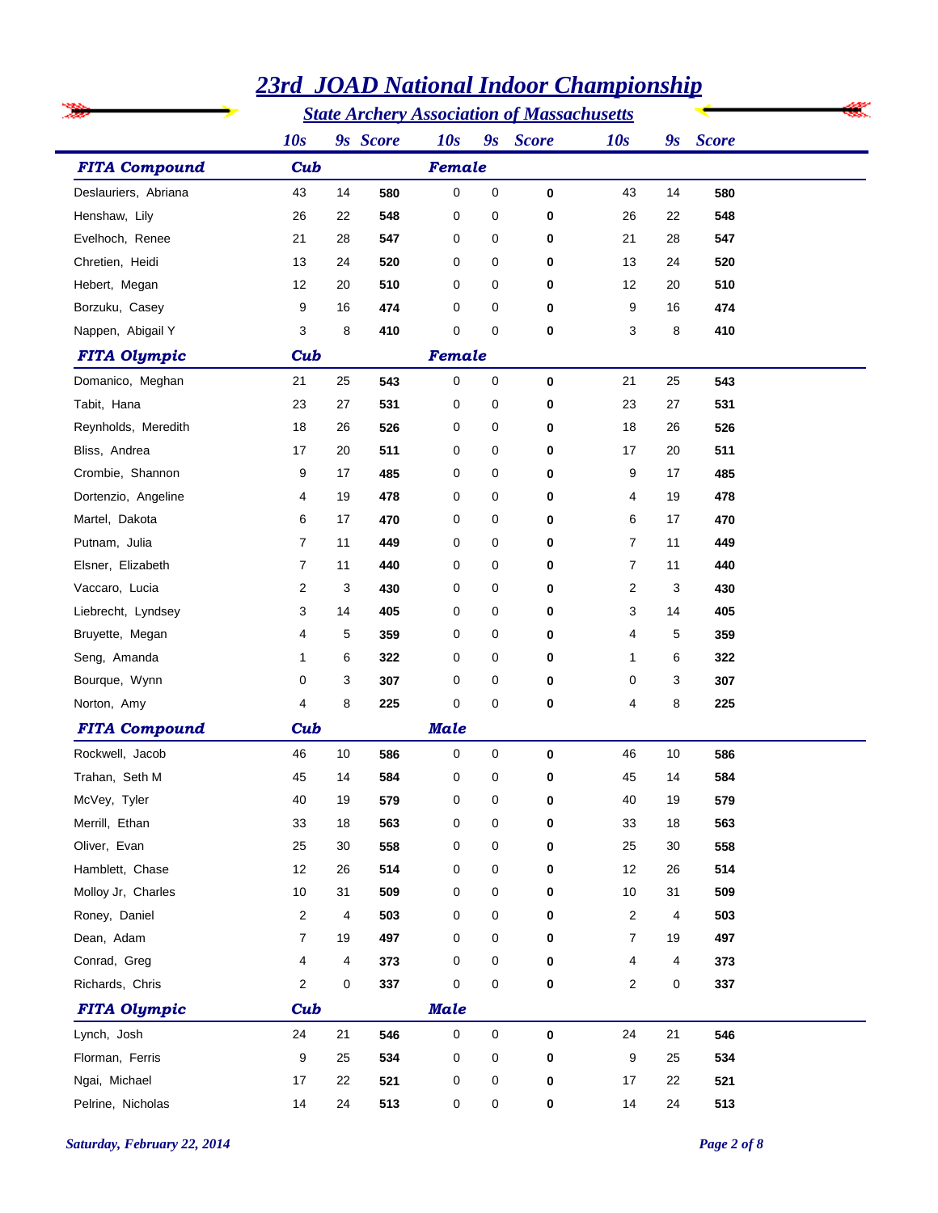# 23rd JOAD National Indoor Championship

## State Archery Association of Massachusetts

### FITA Compound — Cub — Female

| Name | 10s | 9s | Score | 10s | 9s | Score | 10s | 9s | Score |
|---|---|---|---|---|---|---|---|---|---|
| Deslauriers, Abriana | 43 | 14 | **580** | 0 | 0 | **0** | 43 | 14 | **580** |
| Henshaw, Lily | 26 | 22 | **548** | 0 | 0 | **0** | 26 | 22 | **548** |
| Evelhoch, Renee | 21 | 28 | **547** | 0 | 0 | **0** | 21 | 28 | **547** |
| Chretien, Heidi | 13 | 24 | **520** | 0 | 0 | **0** | 13 | 24 | **520** |
| Hebert, Megan | 12 | 20 | **510** | 0 | 0 | **0** | 12 | 20 | **510** |
| Borzuku, Casey | 9 | 16 | **474** | 0 | 0 | **0** | 9 | 16 | **474** |
| Nappen, Abigail Y | 3 | 8 | **410** | 0 | 0 | **0** | 3 | 8 | **410** |

### FITA Olympic — Cub — Female

| Name | 10s | 9s | Score | 10s | 9s | Score | 10s | 9s | Score |
|---|---|---|---|---|---|---|---|---|---|
| Domanico, Meghan | 21 | 25 | **543** | 0 | 0 | **0** | 21 | 25 | **543** |
| Tabit, Hana | 23 | 27 | **531** | 0 | 0 | **0** | 23 | 27 | **531** |
| Reynholds, Meredith | 18 | 26 | **526** | 0 | 0 | **0** | 18 | 26 | **526** |
| Bliss, Andrea | 17 | 20 | **511** | 0 | 0 | **0** | 17 | 20 | **511** |
| Crombie, Shannon | 9 | 17 | **485** | 0 | 0 | **0** | 9 | 17 | **485** |
| Dortenzio, Angeline | 4 | 19 | **478** | 0 | 0 | **0** | 4 | 19 | **478** |
| Martel, Dakota | 6 | 17 | **470** | 0 | 0 | **0** | 6 | 17 | **470** |
| Putnam, Julia | 7 | 11 | **449** | 0 | 0 | **0** | 7 | 11 | **449** |
| Elsner, Elizabeth | 7 | 11 | **440** | 0 | 0 | **0** | 7 | 11 | **440** |
| Vaccaro, Lucia | 2 | 3 | **430** | 0 | 0 | **0** | 2 | 3 | **430** |
| Liebrecht, Lyndsey | 3 | 14 | **405** | 0 | 0 | **0** | 3 | 14 | **405** |
| Bruyette, Megan | 4 | 5 | **359** | 0 | 0 | **0** | 4 | 5 | **359** |
| Seng, Amanda | 1 | 6 | **322** | 0 | 0 | **0** | 1 | 6 | **322** |
| Bourque, Wynn | 0 | 3 | **307** | 0 | 0 | **0** | 0 | 3 | **307** |
| Norton, Amy | 4 | 8 | **225** | 0 | 0 | **0** | 4 | 8 | **225** |

### FITA Compound — Cub — Male

| Name | 10s | 9s | Score | 10s | 9s | Score | 10s | 9s | Score |
|---|---|---|---|---|---|---|---|---|---|
| Rockwell, Jacob | 46 | 10 | **586** | 0 | 0 | **0** | 46 | 10 | **586** |
| Trahan, Seth M | 45 | 14 | **584** | 0 | 0 | **0** | 45 | 14 | **584** |
| McVey, Tyler | 40 | 19 | **579** | 0 | 0 | **0** | 40 | 19 | **579** |
| Merrill, Ethan | 33 | 18 | **563** | 0 | 0 | **0** | 33 | 18 | **563** |
| Oliver, Evan | 25 | 30 | **558** | 0 | 0 | **0** | 25 | 30 | **558** |
| Hamblett, Chase | 12 | 26 | **514** | 0 | 0 | **0** | 12 | 26 | **514** |
| Molloy Jr, Charles | 10 | 31 | **509** | 0 | 0 | **0** | 10 | 31 | **509** |
| Roney, Daniel | 2 | 4 | **503** | 0 | 0 | **0** | 2 | 4 | **503** |
| Dean, Adam | 7 | 19 | **497** | 0 | 0 | **0** | 7 | 19 | **497** |
| Conrad, Greg | 4 | 4 | **373** | 0 | 0 | **0** | 4 | 4 | **373** |
| Richards, Chris | 2 | 0 | **337** | 0 | 0 | **0** | 2 | 0 | **337** |

### FITA Olympic — Cub — Male

| Name | 10s | 9s | Score | 10s | 9s | Score | 10s | 9s | Score |
|---|---|---|---|---|---|---|---|---|---|
| Lynch, Josh | 24 | 21 | **546** | 0 | 0 | **0** | 24 | 21 | **546** |
| Florman, Ferris | 9 | 25 | **534** | 0 | 0 | **0** | 9 | 25 | **534** |
| Ngai, Michael | 17 | 22 | **521** | 0 | 0 | **0** | 17 | 22 | **521** |
| Pelrine, Nicholas | 14 | 24 | **513** | 0 | 0 | **0** | 14 | 24 | **513** |

*Saturday, February 22, 2014*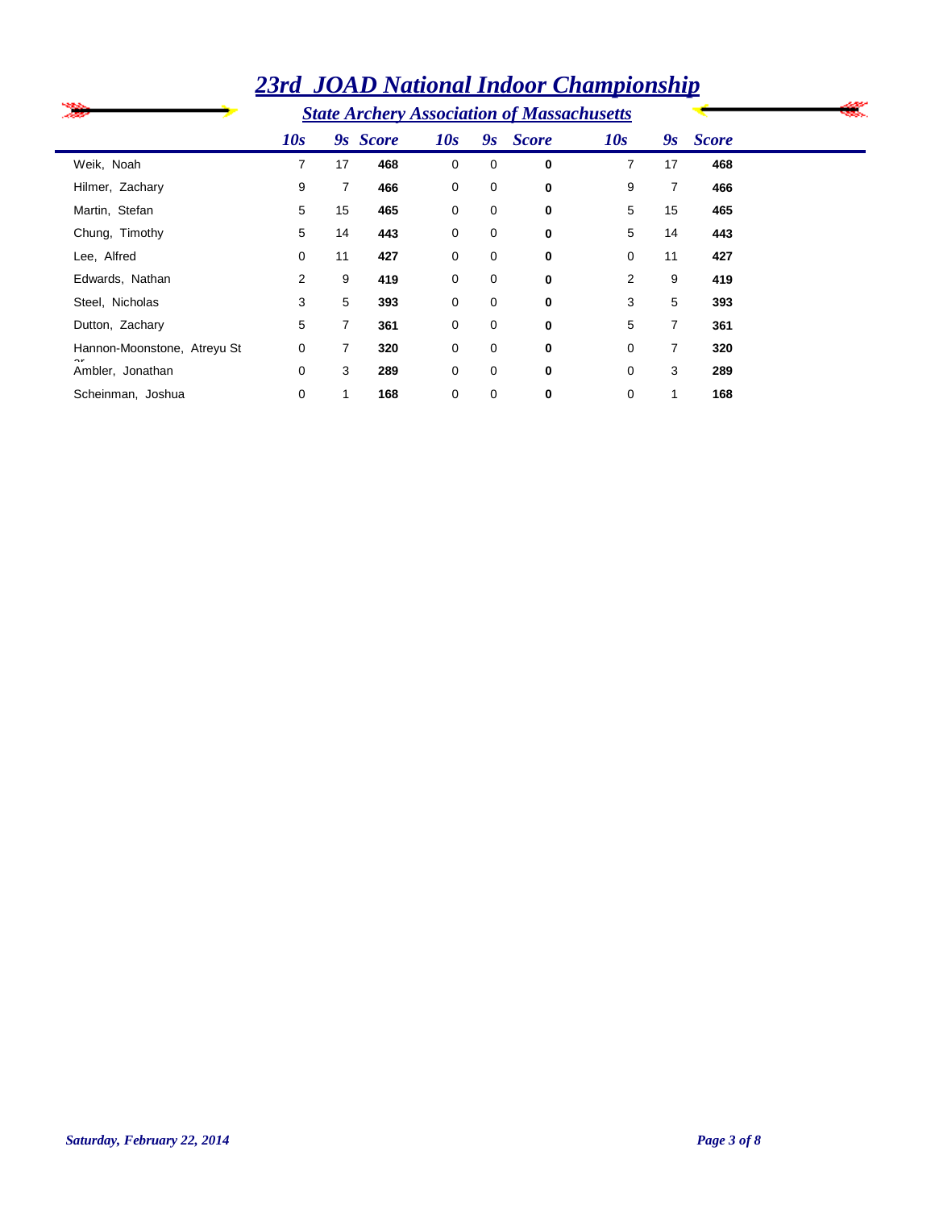# 23rd JOAD National Indoor Championship

## State Archery Association of Massachusetts

| | 10s | 9s | Score | 10s | 9s | Score | 10s | 9s | Score |
|---|---|---|---|---|---|---|---|---|---|
| Weik, Noah | 7 | 17 | **468** | 0 | 0 | **0** | 7 | 17 | **468** |
| Hilmer, Zachary | 9 | 7 | **466** | 0 | 0 | **0** | 9 | 7 | **466** |
| Martin, Stefan | 5 | 15 | **465** | 0 | 0 | **0** | 5 | 15 | **465** |
| Chung, Timothy | 5 | 14 | **443** | 0 | 0 | **0** | 5 | 14 | **443** |
| Lee, Alfred | 0 | 11 | **427** | 0 | 0 | **0** | 0 | 11 | **427** |
| Edwards, Nathan | 2 | 9 | **419** | 0 | 0 | **0** | 2 | 9 | **419** |
| Steel, Nicholas | 3 | 5 | **393** | 0 | 0 | **0** | 3 | 5 | **393** |
| Dutton, Zachary | 5 | 7 | **361** | 0 | 0 | **0** | 5 | 7 | **361** |
| Hannon-Moonstone, Atreyu St ar | 0 | 7 | **320** | 0 | 0 | **0** | 0 | 7 | **320** |
| Ambler, Jonathan | 0 | 3 | **289** | 0 | 0 | **0** | 0 | 3 | **289** |
| Scheinman, Joshua | 0 | 1 | **168** | 0 | 0 | **0** | 0 | 1 | **168** |

*Saturday, February 22, 2014*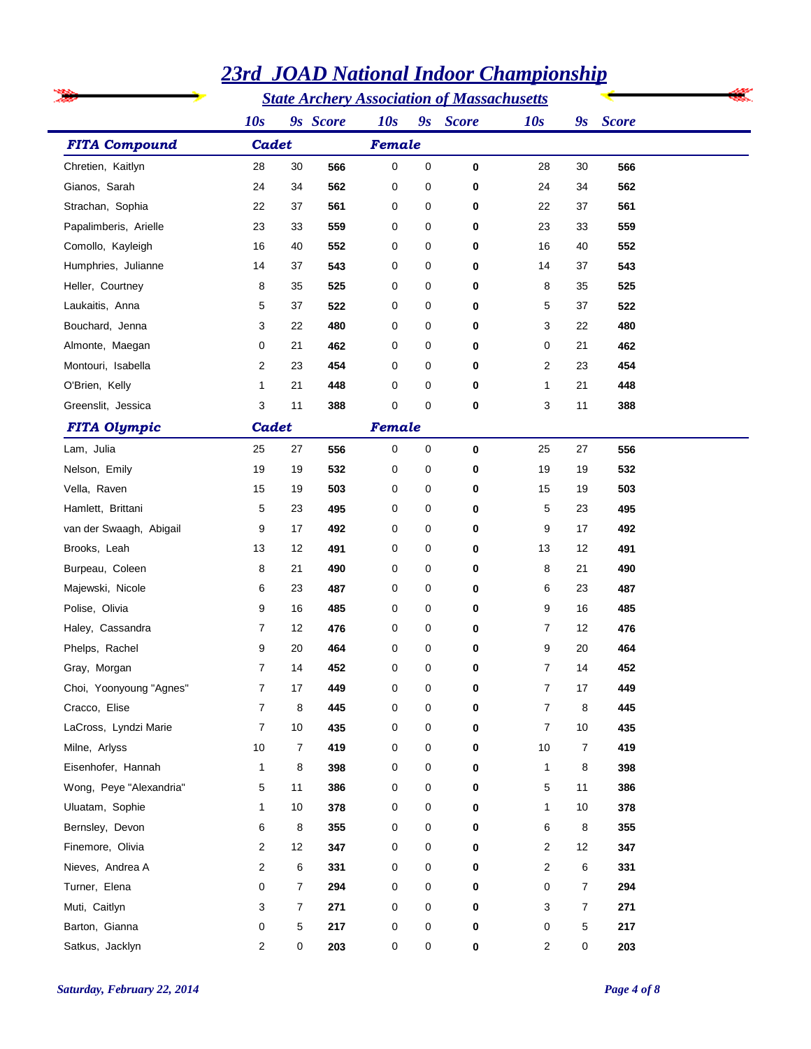# 23rd JOAD National Indoor Championship

## State Archery Association of Massachusetts

| | 10s | 9s | Score | 10s | 9s | Score | 10s | 9s | Score |
|---|---|---|---|---|---|---|---|---|---|
| **FITA Compound** | **Cadet** | | | **Female** | | | | | |
| Chretien, Kaitlyn | 28 | 30 | **566** | 0 | 0 | **0** | 28 | 30 | **566** |
| Gianos, Sarah | 24 | 34 | **562** | 0 | 0 | **0** | 24 | 34 | **562** |
| Strachan, Sophia | 22 | 37 | **561** | 0 | 0 | **0** | 22 | 37 | **561** |
| Papalimberis, Arielle | 23 | 33 | **559** | 0 | 0 | **0** | 23 | 33 | **559** |
| Comollo, Kayleigh | 16 | 40 | **552** | 0 | 0 | **0** | 16 | 40 | **552** |
| Humphries, Julianne | 14 | 37 | **543** | 0 | 0 | **0** | 14 | 37 | **543** |
| Heller, Courtney | 8 | 35 | **525** | 0 | 0 | **0** | 8 | 35 | **525** |
| Laukaitis, Anna | 5 | 37 | **522** | 0 | 0 | **0** | 5 | 37 | **522** |
| Bouchard, Jenna | 3 | 22 | **480** | 0 | 0 | **0** | 3 | 22 | **480** |
| Almonte, Maegan | 0 | 21 | **462** | 0 | 0 | **0** | 0 | 21 | **462** |
| Montouri, Isabella | 2 | 23 | **454** | 0 | 0 | **0** | 2 | 23 | **454** |
| O'Brien, Kelly | 1 | 21 | **448** | 0 | 0 | **0** | 1 | 21 | **448** |
| Greenslit, Jessica | 3 | 11 | **388** | 0 | 0 | **0** | 3 | 11 | **388** |
| **FITA Olympic** | **Cadet** | | | **Female** | | | | | |
| Lam, Julia | 25 | 27 | **556** | 0 | 0 | **0** | 25 | 27 | **556** |
| Nelson, Emily | 19 | 19 | **532** | 0 | 0 | **0** | 19 | 19 | **532** |
| Vella, Raven | 15 | 19 | **503** | 0 | 0 | **0** | 15 | 19 | **503** |
| Hamlett, Brittani | 5 | 23 | **495** | 0 | 0 | **0** | 5 | 23 | **495** |
| van der Swaagh, Abigail | 9 | 17 | **492** | 0 | 0 | **0** | 9 | 17 | **492** |
| Brooks, Leah | 13 | 12 | **491** | 0 | 0 | **0** | 13 | 12 | **491** |
| Burpeau, Coleen | 8 | 21 | **490** | 0 | 0 | **0** | 8 | 21 | **490** |
| Majewski, Nicole | 6 | 23 | **487** | 0 | 0 | **0** | 6 | 23 | **487** |
| Polise, Olivia | 9 | 16 | **485** | 0 | 0 | **0** | 9 | 16 | **485** |
| Haley, Cassandra | 7 | 12 | **476** | 0 | 0 | **0** | 7 | 12 | **476** |
| Phelps, Rachel | 9 | 20 | **464** | 0 | 0 | **0** | 9 | 20 | **464** |
| Gray, Morgan | 7 | 14 | **452** | 0 | 0 | **0** | 7 | 14 | **452** |
| Choi, Yoonyoung "Agnes" | 7 | 17 | **449** | 0 | 0 | **0** | 7 | 17 | **449** |
| Cracco, Elise | 7 | 8 | **445** | 0 | 0 | **0** | 7 | 8 | **445** |
| LaCross, Lyndzi Marie | 7 | 10 | **435** | 0 | 0 | **0** | 7 | 10 | **435** |
| Milne, Arlyss | 10 | 7 | **419** | 0 | 0 | **0** | 10 | 7 | **419** |
| Eisenhofer, Hannah | 1 | 8 | **398** | 0 | 0 | **0** | 1 | 8 | **398** |
| Wong, Peye "Alexandria" | 5 | 11 | **386** | 0 | 0 | **0** | 5 | 11 | **386** |
| Uluatam, Sophie | 1 | 10 | **378** | 0 | 0 | **0** | 1 | 10 | **378** |
| Bernsley, Devon | 6 | 8 | **355** | 0 | 0 | **0** | 6 | 8 | **355** |
| Finemore, Olivia | 2 | 12 | **347** | 0 | 0 | **0** | 2 | 12 | **347** |
| Nieves, Andrea A | 2 | 6 | **331** | 0 | 0 | **0** | 2 | 6 | **331** |
| Turner, Elena | 0 | 7 | **294** | 0 | 0 | **0** | 0 | 7 | **294** |
| Muti, Caitlyn | 3 | 7 | **271** | 0 | 0 | **0** | 3 | 7 | **271** |
| Barton, Gianna | 0 | 5 | **217** | 0 | 0 | **0** | 0 | 5 | **217** |
| Satkus, Jacklyn | 2 | 0 | **203** | 0 | 0 | **0** | 2 | 0 | **203** |

*Saturday, February 22, 2014*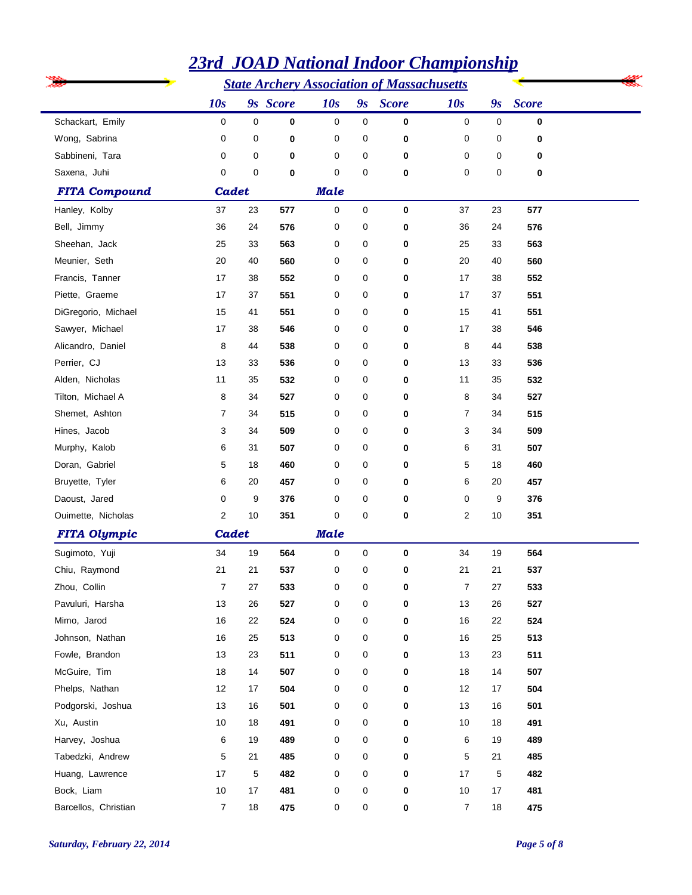# 23rd JOAD National Indoor Championship

## State Archery Association of Massachusetts

| | 10s | 9s | Score | 10s | 9s | Score | 10s | 9s | Score |
|---|---|---|---|---|---|---|---|---|---|
| Schackart, Emily | 0 | 0 | **0** | 0 | 0 | **0** | 0 | 0 | **0** |
| Wong, Sabrina | 0 | 0 | **0** | 0 | 0 | **0** | 0 | 0 | **0** |
| Sabbineni, Tara | 0 | 0 | **0** | 0 | 0 | **0** | 0 | 0 | **0** |
| Saxena, Juhi | 0 | 0 | **0** | 0 | 0 | **0** | 0 | 0 | **0** |
| ***FITA Compound*** | ***Cadet*** | | | ***Male*** | | | | | |
| Hanley, Kolby | 37 | 23 | **577** | 0 | 0 | **0** | 37 | 23 | **577** |
| Bell, Jimmy | 36 | 24 | **576** | 0 | 0 | **0** | 36 | 24 | **576** |
| Sheehan, Jack | 25 | 33 | **563** | 0 | 0 | **0** | 25 | 33 | **563** |
| Meunier, Seth | 20 | 40 | **560** | 0 | 0 | **0** | 20 | 40 | **560** |
| Francis, Tanner | 17 | 38 | **552** | 0 | 0 | **0** | 17 | 38 | **552** |
| Piette, Graeme | 17 | 37 | **551** | 0 | 0 | **0** | 17 | 37 | **551** |
| DiGregorio, Michael | 15 | 41 | **551** | 0 | 0 | **0** | 15 | 41 | **551** |
| Sawyer, Michael | 17 | 38 | **546** | 0 | 0 | **0** | 17 | 38 | **546** |
| Alicandro, Daniel | 8 | 44 | **538** | 0 | 0 | **0** | 8 | 44 | **538** |
| Perrier, CJ | 13 | 33 | **536** | 0 | 0 | **0** | 13 | 33 | **536** |
| Alden, Nicholas | 11 | 35 | **532** | 0 | 0 | **0** | 11 | 35 | **532** |
| Tilton, Michael A | 8 | 34 | **527** | 0 | 0 | **0** | 8 | 34 | **527** |
| Shemet, Ashton | 7 | 34 | **515** | 0 | 0 | **0** | 7 | 34 | **515** |
| Hines, Jacob | 3 | 34 | **509** | 0 | 0 | **0** | 3 | 34 | **509** |
| Murphy, Kalob | 6 | 31 | **507** | 0 | 0 | **0** | 6 | 31 | **507** |
| Doran, Gabriel | 5 | 18 | **460** | 0 | 0 | **0** | 5 | 18 | **460** |
| Bruyette, Tyler | 6 | 20 | **457** | 0 | 0 | **0** | 6 | 20 | **457** |
| Daoust, Jared | 0 | 9 | **376** | 0 | 0 | **0** | 0 | 9 | **376** |
| Ouimette, Nicholas | 2 | 10 | **351** | 0 | 0 | **0** | 2 | 10 | **351** |
| ***FITA Olympic*** | ***Cadet*** | | | ***Male*** | | | | | |
| Sugimoto, Yuji | 34 | 19 | **564** | 0 | 0 | **0** | 34 | 19 | **564** |
| Chiu, Raymond | 21 | 21 | **537** | 0 | 0 | **0** | 21 | 21 | **537** |
| Zhou, Collin | 7 | 27 | **533** | 0 | 0 | **0** | 7 | 27 | **533** |
| Pavuluri, Harsha | 13 | 26 | **527** | 0 | 0 | **0** | 13 | 26 | **527** |
| Mimo, Jarod | 16 | 22 | **524** | 0 | 0 | **0** | 16 | 22 | **524** |
| Johnson, Nathan | 16 | 25 | **513** | 0 | 0 | **0** | 16 | 25 | **513** |
| Fowle, Brandon | 13 | 23 | **511** | 0 | 0 | **0** | 13 | 23 | **511** |
| McGuire, Tim | 18 | 14 | **507** | 0 | 0 | **0** | 18 | 14 | **507** |
| Phelps, Nathan | 12 | 17 | **504** | 0 | 0 | **0** | 12 | 17 | **504** |
| Podgorski, Joshua | 13 | 16 | **501** | 0 | 0 | **0** | 13 | 16 | **501** |
| Xu, Austin | 10 | 18 | **491** | 0 | 0 | **0** | 10 | 18 | **491** |
| Harvey, Joshua | 6 | 19 | **489** | 0 | 0 | **0** | 6 | 19 | **489** |
| Tabedzki, Andrew | 5 | 21 | **485** | 0 | 0 | **0** | 5 | 21 | **485** |
| Huang, Lawrence | 17 | 5 | **482** | 0 | 0 | **0** | 17 | 5 | **482** |
| Bock, Liam | 10 | 17 | **481** | 0 | 0 | **0** | 10 | 17 | **481** |
| Barcellos, Christian | 7 | 18 | **475** | 0 | 0 | **0** | 7 | 18 | **475** |

*Saturday, February 22, 2014*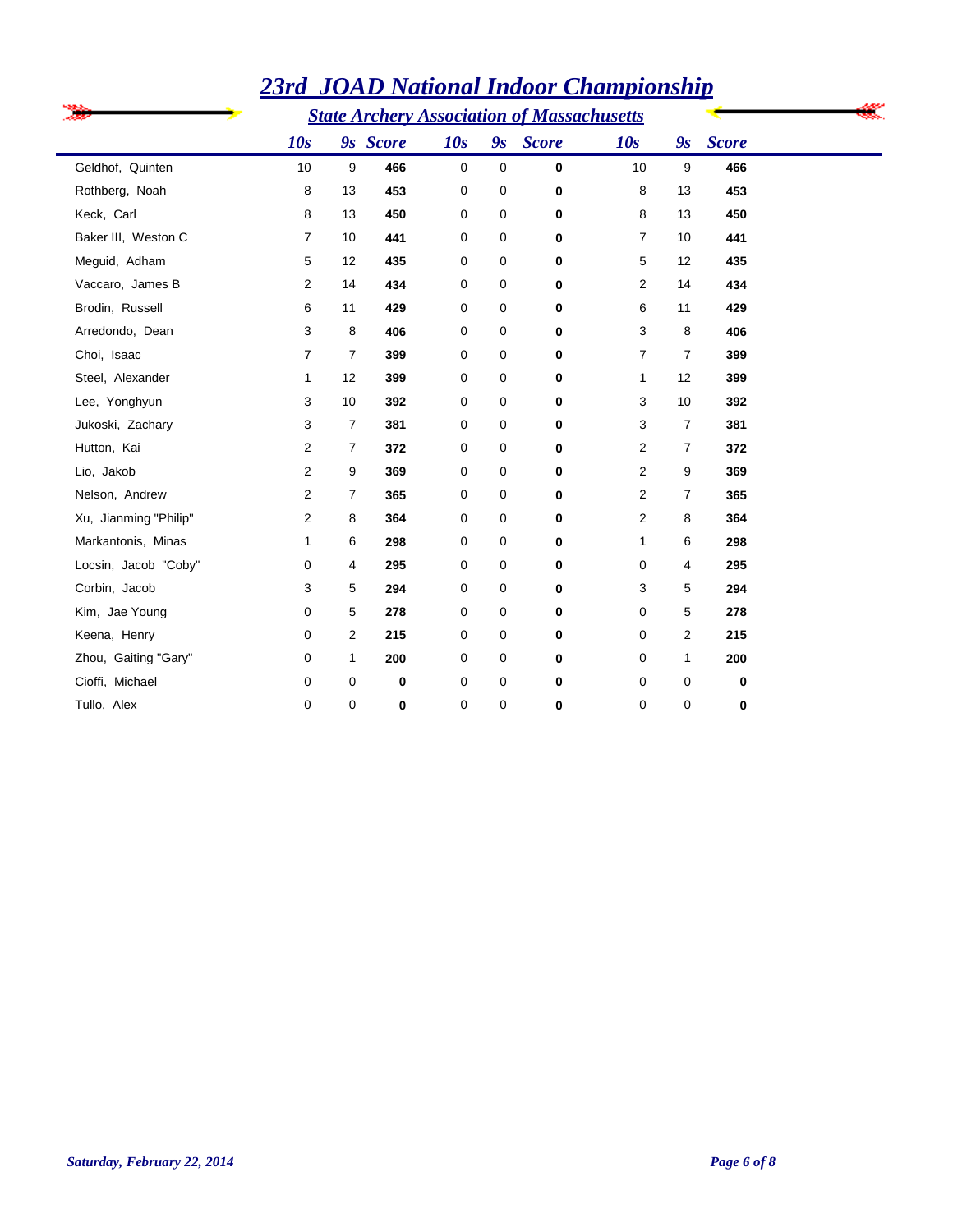# 23rd JOAD National Indoor Championship

## State Archery Association of Massachusetts

| | 10s | 9s | Score | 10s | 9s | Score | 10s | 9s | Score |
|---|---|---|---|---|---|---|---|---|---|
| Geldhof, Quinten | 10 | 9 | **466** | 0 | 0 | **0** | 10 | 9 | **466** |
| Rothberg, Noah | 8 | 13 | **453** | 0 | 0 | **0** | 8 | 13 | **453** |
| Keck, Carl | 8 | 13 | **450** | 0 | 0 | **0** | 8 | 13 | **450** |
| Baker III, Weston C | 7 | 10 | **441** | 0 | 0 | **0** | 7 | 10 | **441** |
| Meguid, Adham | 5 | 12 | **435** | 0 | 0 | **0** | 5 | 12 | **435** |
| Vaccaro, James B | 2 | 14 | **434** | 0 | 0 | **0** | 2 | 14 | **434** |
| Brodin, Russell | 6 | 11 | **429** | 0 | 0 | **0** | 6 | 11 | **429** |
| Arredondo, Dean | 3 | 8 | **406** | 0 | 0 | **0** | 3 | 8 | **406** |
| Choi, Isaac | 7 | 7 | **399** | 0 | 0 | **0** | 7 | 7 | **399** |
| Steel, Alexander | 1 | 12 | **399** | 0 | 0 | **0** | 1 | 12 | **399** |
| Lee, Yonghyun | 3 | 10 | **392** | 0 | 0 | **0** | 3 | 10 | **392** |
| Jukoski, Zachary | 3 | 7 | **381** | 0 | 0 | **0** | 3 | 7 | **381** |
| Hutton, Kai | 2 | 7 | **372** | 0 | 0 | **0** | 2 | 7 | **372** |
| Lio, Jakob | 2 | 9 | **369** | 0 | 0 | **0** | 2 | 9 | **369** |
| Nelson, Andrew | 2 | 7 | **365** | 0 | 0 | **0** | 2 | 7 | **365** |
| Xu, Jianming "Philip" | 2 | 8 | **364** | 0 | 0 | **0** | 2 | 8 | **364** |
| Markantonis, Minas | 1 | 6 | **298** | 0 | 0 | **0** | 1 | 6 | **298** |
| Locsin, Jacob "Coby" | 0 | 4 | **295** | 0 | 0 | **0** | 0 | 4 | **295** |
| Corbin, Jacob | 3 | 5 | **294** | 0 | 0 | **0** | 3 | 5 | **294** |
| Kim, Jae Young | 0 | 5 | **278** | 0 | 0 | **0** | 0 | 5 | **278** |
| Keena, Henry | 0 | 2 | **215** | 0 | 0 | **0** | 0 | 2 | **215** |
| Zhou, Gaiting "Gary" | 0 | 1 | **200** | 0 | 0 | **0** | 0 | 1 | **200** |
| Cioffi, Michael | 0 | 0 | **0** | 0 | 0 | **0** | 0 | 0 | **0** |
| Tullo, Alex | 0 | 0 | **0** | 0 | 0 | **0** | 0 | 0 | **0** |

*Saturday, February 22, 2014*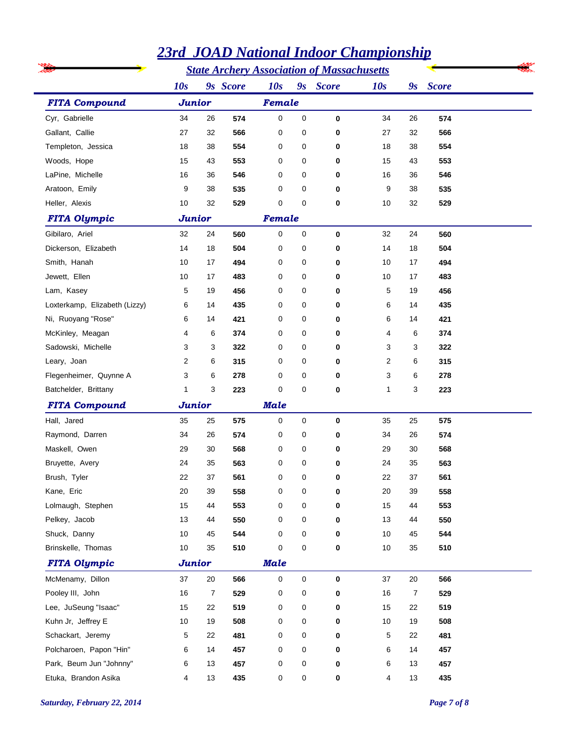# 23rd JOAD National Indoor Championship

## State Archery Association of Massachusetts

| | 10s | 9s | Score | 10s | 9s | Score | 10s | 9s | Score |
|---|---|---|---|---|---|---|---|---|---|
| ***FITA Compound*** | ***Junior*** | | | ***Female*** | | | | | |
| Cyr, Gabrielle | 34 | 26 | **574** | 0 | 0 | **0** | 34 | 26 | **574** |
| Gallant, Callie | 27 | 32 | **566** | 0 | 0 | **0** | 27 | 32 | **566** |
| Templeton, Jessica | 18 | 38 | **554** | 0 | 0 | **0** | 18 | 38 | **554** |
| Woods, Hope | 15 | 43 | **553** | 0 | 0 | **0** | 15 | 43 | **553** |
| LaPine, Michelle | 16 | 36 | **546** | 0 | 0 | **0** | 16 | 36 | **546** |
| Aratoon, Emily | 9 | 38 | **535** | 0 | 0 | **0** | 9 | 38 | **535** |
| Heller, Alexis | 10 | 32 | **529** | 0 | 0 | **0** | 10 | 32 | **529** |
| ***FITA Olympic*** | ***Junior*** | | | ***Female*** | | | | | |
| Gibilaro, Ariel | 32 | 24 | **560** | 0 | 0 | **0** | 32 | 24 | **560** |
| Dickerson, Elizabeth | 14 | 18 | **504** | 0 | 0 | **0** | 14 | 18 | **504** |
| Smith, Hanah | 10 | 17 | **494** | 0 | 0 | **0** | 10 | 17 | **494** |
| Jewett, Ellen | 10 | 17 | **483** | 0 | 0 | **0** | 10 | 17 | **483** |
| Lam, Kasey | 5 | 19 | **456** | 0 | 0 | **0** | 5 | 19 | **456** |
| Loxterkamp, Elizabeth (Lizzy) | 6 | 14 | **435** | 0 | 0 | **0** | 6 | 14 | **435** |
| Ni, Ruoyang "Rose" | 6 | 14 | **421** | 0 | 0 | **0** | 6 | 14 | **421** |
| McKinley, Meagan | 4 | 6 | **374** | 0 | 0 | **0** | 4 | 6 | **374** |
| Sadowski, Michelle | 3 | 3 | **322** | 0 | 0 | **0** | 3 | 3 | **322** |
| Leary, Joan | 2 | 6 | **315** | 0 | 0 | **0** | 2 | 6 | **315** |
| Flegenheimer, Quynne A | 3 | 6 | **278** | 0 | 0 | **0** | 3 | 6 | **278** |
| Batchelder, Brittany | 1 | 3 | **223** | 0 | 0 | **0** | 1 | 3 | **223** |
| ***FITA Compound*** | ***Junior*** | | | ***Male*** | | | | | |
| Hall, Jared | 35 | 25 | **575** | 0 | 0 | **0** | 35 | 25 | **575** |
| Raymond, Darren | 34 | 26 | **574** | 0 | 0 | **0** | 34 | 26 | **574** |
| Maskell, Owen | 29 | 30 | **568** | 0 | 0 | **0** | 29 | 30 | **568** |
| Bruyette, Avery | 24 | 35 | **563** | 0 | 0 | **0** | 24 | 35 | **563** |
| Brush, Tyler | 22 | 37 | **561** | 0 | 0 | **0** | 22 | 37 | **561** |
| Kane, Eric | 20 | 39 | **558** | 0 | 0 | **0** | 20 | 39 | **558** |
| Lolmaugh, Stephen | 15 | 44 | **553** | 0 | 0 | **0** | 15 | 44 | **553** |
| Pelkey, Jacob | 13 | 44 | **550** | 0 | 0 | **0** | 13 | 44 | **550** |
| Shuck, Danny | 10 | 45 | **544** | 0 | 0 | **0** | 10 | 45 | **544** |
| Brinskelle, Thomas | 10 | 35 | **510** | 0 | 0 | **0** | 10 | 35 | **510** |
| ***FITA Olympic*** | ***Junior*** | | | ***Male*** | | | | | |
| McMenamy, Dillon | 37 | 20 | **566** | 0 | 0 | **0** | 37 | 20 | **566** |
| Pooley III, John | 16 | 7 | **529** | 0 | 0 | **0** | 16 | 7 | **529** |
| Lee, JuSeung "Isaac" | 15 | 22 | **519** | 0 | 0 | **0** | 15 | 22 | **519** |
| Kuhn Jr, Jeffrey E | 10 | 19 | **508** | 0 | 0 | **0** | 10 | 19 | **508** |
| Schackart, Jeremy | 5 | 22 | **481** | 0 | 0 | **0** | 5 | 22 | **481** |
| Polcharoen, Papon "Hin" | 6 | 14 | **457** | 0 | 0 | **0** | 6 | 14 | **457** |
| Park, Beum Jun "Johnny" | 6 | 13 | **457** | 0 | 0 | **0** | 6 | 13 | **457** |
| Etuka, Brandon Asika | 4 | 13 | **435** | 0 | 0 | **0** | 4 | 13 | **435** |

*Saturday, February 22, 2014*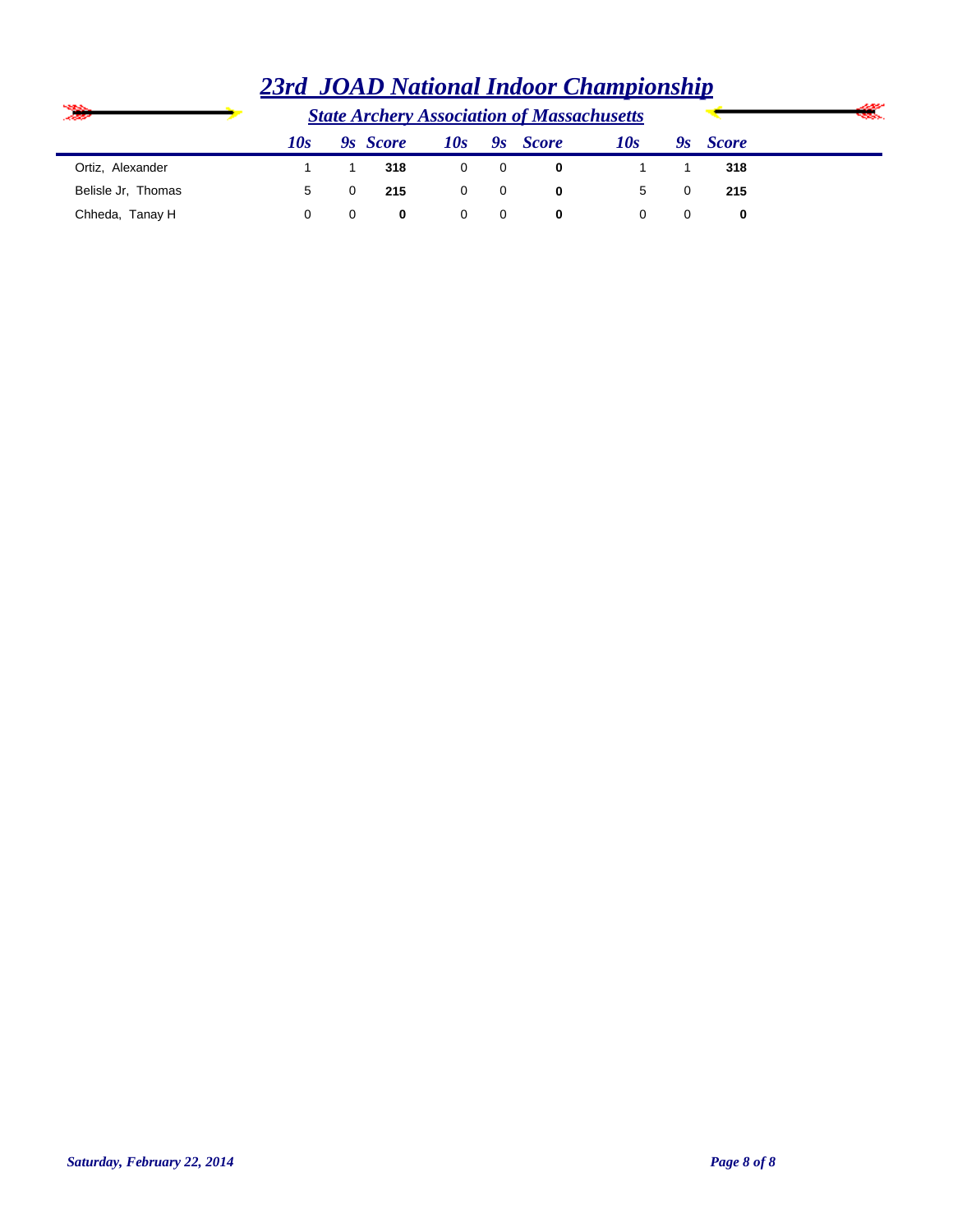# 23rd JOAD National Indoor Championship

## State Archery Association of Massachusetts

| | 10s | 9s | Score | 10s | 9s | Score | 10s | 9s | Score |
|---|---|---|---|---|---|---|---|---|---|
| Ortiz, Alexander | 1 | 1 | **318** | 0 | 0 | **0** | 1 | 1 | **318** |
| Belisle Jr, Thomas | 5 | 0 | **215** | 0 | 0 | **0** | 5 | 0 | **215** |
| Chheda, Tanay H | 0 | 0 | **0** | 0 | 0 | **0** | 0 | 0 | **0** |

*Saturday, February 22, 2014*